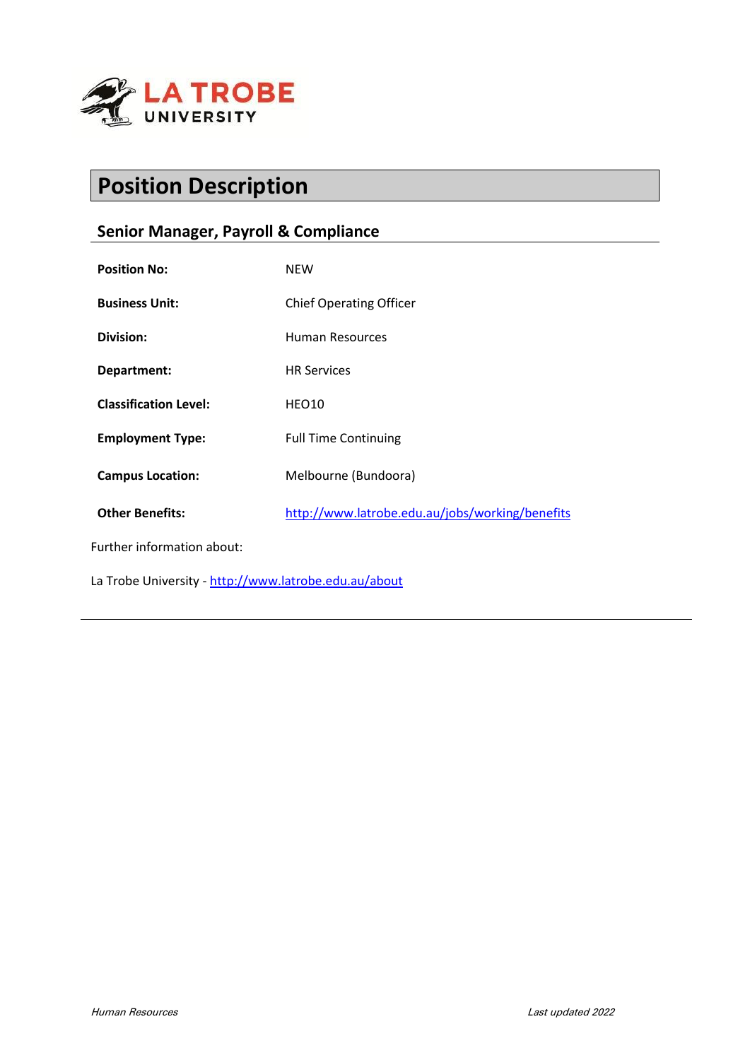# Position Description

## Senior Manager, Payroll & Compliance

| | |
|---|---|
| **Position No:** | NEW |
| **Business Unit:** | Chief Operating Officer |
| **Division:** | Human Resources |
| **Department:** | HR Services |
| **Classification Level:** | HEO10 |
| **Employment Type:** | Full Time Continuing |
| **Campus Location:** | Melbourne (Bundoora) |
| **Other Benefits:** | http://www.latrobe.edu.au/jobs/working/benefits |

Further information about:

La Trobe University - http://www.latrobe.edu.au/about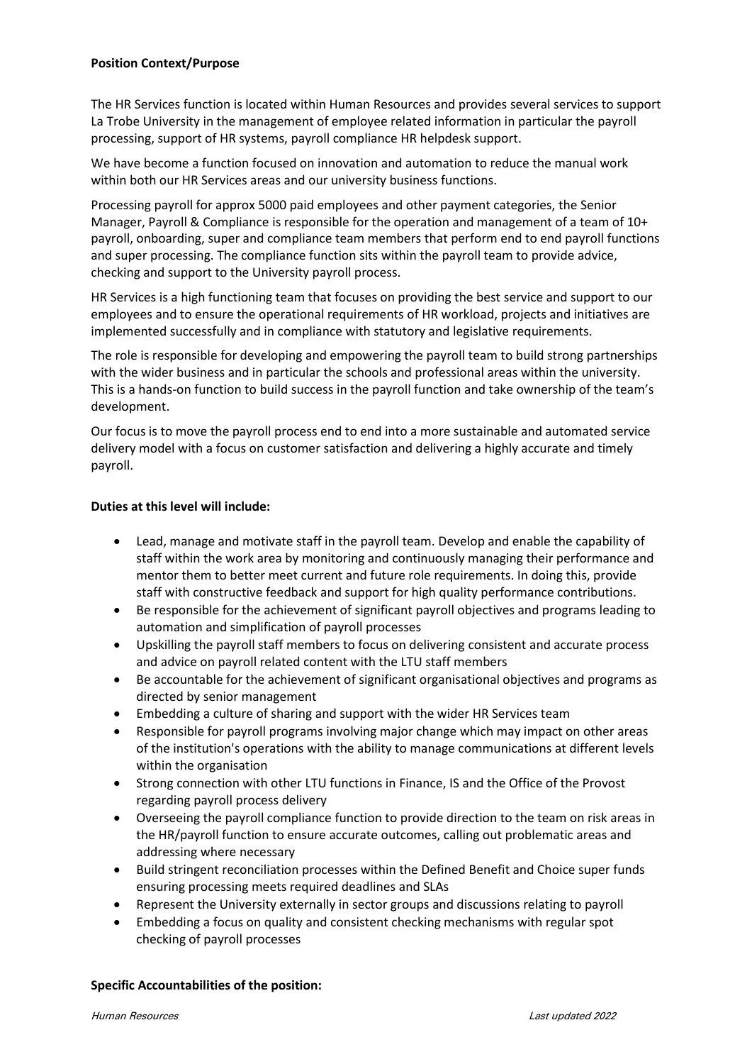**Position Context/Purpose**

The HR Services function is located within Human Resources and provides several services to support La Trobe University in the management of employee related information in particular the payroll processing, support of HR systems, payroll compliance HR helpdesk support.

We have become a function focused on innovation and automation to reduce the manual work within both our HR Services areas and our university business functions.

Processing payroll for approx 5000 paid employees and other payment categories, the Senior Manager, Payroll & Compliance is responsible for the operation and management of a team of 10+ payroll, onboarding, super and compliance team members that perform end to end payroll functions and super processing. The compliance function sits within the payroll team to provide advice, checking and support to the University payroll process.

HR Services is a high functioning team that focuses on providing the best service and support to our employees and to ensure the operational requirements of HR workload, projects and initiatives are implemented successfully and in compliance with statutory and legislative requirements.

The role is responsible for developing and empowering the payroll team to build strong partnerships with the wider business and in particular the schools and professional areas within the university. This is a hands-on function to build success in the payroll function and take ownership of the team's development.

Our focus is to move the payroll process end to end into a more sustainable and automated service delivery model with a focus on customer satisfaction and delivering a highly accurate and timely payroll.

**Duties at this level will include:**

- Lead, manage and motivate staff in the payroll team. Develop and enable the capability of staff within the work area by monitoring and continuously managing their performance and mentor them to better meet current and future role requirements. In doing this, provide staff with constructive feedback and support for high quality performance contributions.
- Be responsible for the achievement of significant payroll objectives and programs leading to automation and simplification of payroll processes
- Upskilling the payroll staff members to focus on delivering consistent and accurate process and advice on payroll related content with the LTU staff members
- Be accountable for the achievement of significant organisational objectives and programs as directed by senior management
- Embedding a culture of sharing and support with the wider HR Services team
- Responsible for payroll programs involving major change which may impact on other areas of the institution's operations with the ability to manage communications at different levels within the organisation
- Strong connection with other LTU functions in Finance, IS and the Office of the Provost regarding payroll process delivery
- Overseeing the payroll compliance function to provide direction to the team on risk areas in the HR/payroll function to ensure accurate outcomes, calling out problematic areas and addressing where necessary
- Build stringent reconciliation processes within the Defined Benefit and Choice super funds ensuring processing meets required deadlines and SLAs
- Represent the University externally in sector groups and discussions relating to payroll
- Embedding a focus on quality and consistent checking mechanisms with regular spot checking of payroll processes

**Specific Accountabilities of the position:**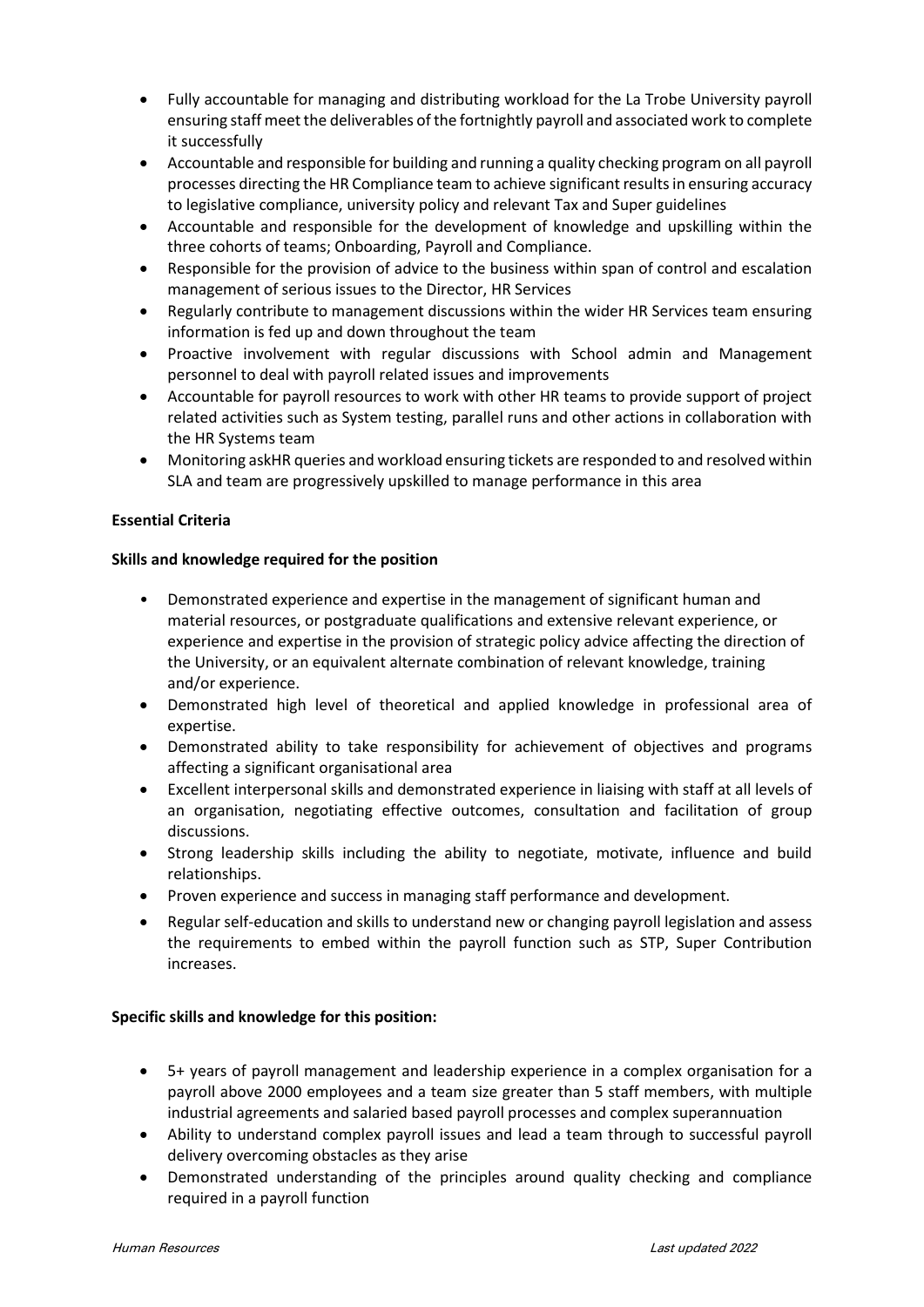- Fully accountable for managing and distributing workload for the La Trobe University payroll ensuring staff meet the deliverables of the fortnightly payroll and associated work to complete it successfully
- Accountable and responsible for building and running a quality checking program on all payroll processes directing the HR Compliance team to achieve significant results in ensuring accuracy to legislative compliance, university policy and relevant Tax and Super guidelines
- Accountable and responsible for the development of knowledge and upskilling within the three cohorts of teams; Onboarding, Payroll and Compliance.
- Responsible for the provision of advice to the business within span of control and escalation management of serious issues to the Director, HR Services
- Regularly contribute to management discussions within the wider HR Services team ensuring information is fed up and down throughout the team
- Proactive involvement with regular discussions with School admin and Management personnel to deal with payroll related issues and improvements
- Accountable for payroll resources to work with other HR teams to provide support of project related activities such as System testing, parallel runs and other actions in collaboration with the HR Systems team
- Monitoring askHR queries and workload ensuring tickets are responded to and resolved within SLA and team are progressively upskilled to manage performance in this area

**Essential Criteria**

**Skills and knowledge required for the position**

- Demonstrated experience and expertise in the management of significant human and material resources, or postgraduate qualifications and extensive relevant experience, or experience and expertise in the provision of strategic policy advice affecting the direction of the University, or an equivalent alternate combination of relevant knowledge, training and/or experience.
- Demonstrated high level of theoretical and applied knowledge in professional area of expertise.
- Demonstrated ability to take responsibility for achievement of objectives and programs affecting a significant organisational area
- Excellent interpersonal skills and demonstrated experience in liaising with staff at all levels of an organisation, negotiating effective outcomes, consultation and facilitation of group discussions.
- Strong leadership skills including the ability to negotiate, motivate, influence and build relationships.
- Proven experience and success in managing staff performance and development.
- Regular self-education and skills to understand new or changing payroll legislation and assess the requirements to embed within the payroll function such as STP, Super Contribution increases.

**Specific skills and knowledge for this position:**

- 5+ years of payroll management and leadership experience in a complex organisation for a payroll above 2000 employees and a team size greater than 5 staff members, with multiple industrial agreements and salaried based payroll processes and complex superannuation
- Ability to understand complex payroll issues and lead a team through to successful payroll delivery overcoming obstacles as they arise
- Demonstrated understanding of the principles around quality checking and compliance required in a payroll function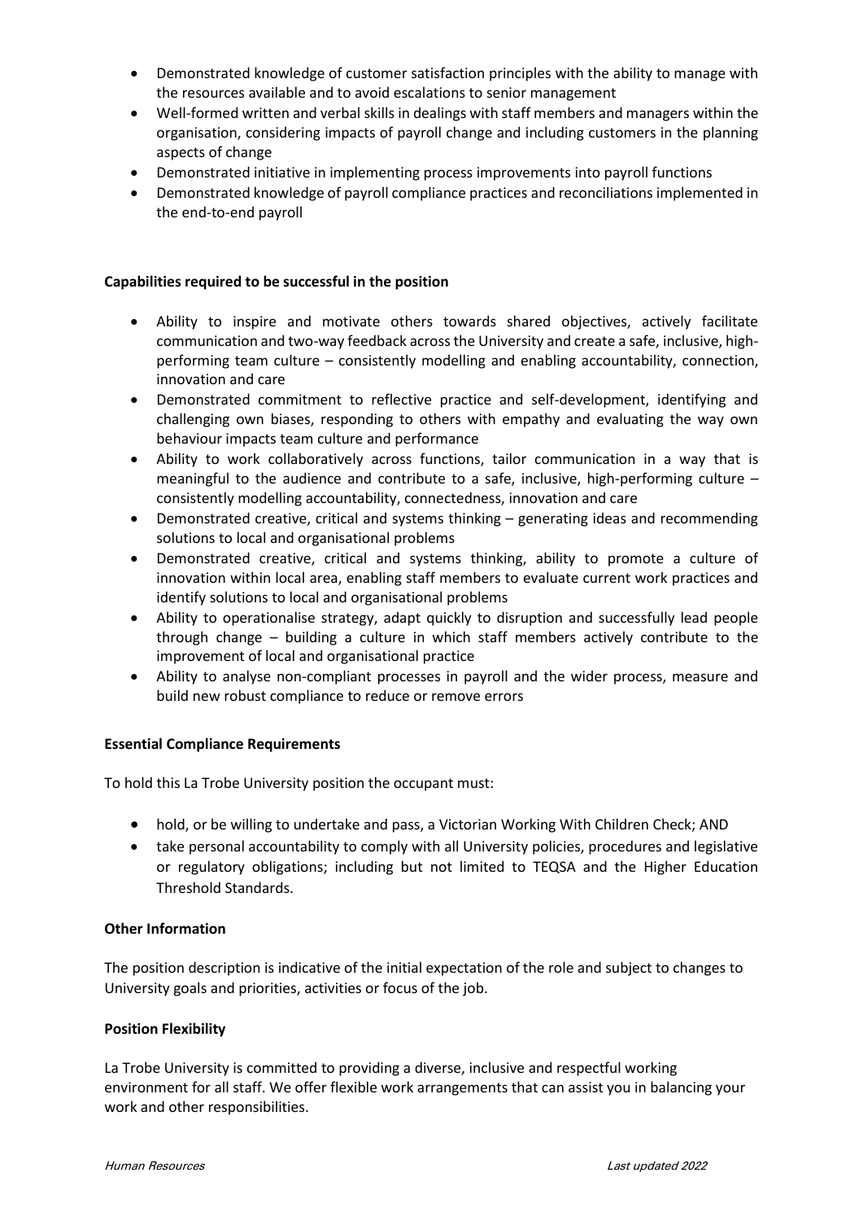- Demonstrated knowledge of customer satisfaction principles with the ability to manage with the resources available and to avoid escalations to senior management
- Well-formed written and verbal skills in dealings with staff members and managers within the organisation, considering impacts of payroll change and including customers in the planning aspects of change
- Demonstrated initiative in implementing process improvements into payroll functions
- Demonstrated knowledge of payroll compliance practices and reconciliations implemented in the end-to-end payroll

**Capabilities required to be successful in the position**

- Ability to inspire and motivate others towards shared objectives, actively facilitate communication and two-way feedback across the University and create a safe, inclusive, high-performing team culture – consistently modelling and enabling accountability, connection, innovation and care
- Demonstrated commitment to reflective practice and self-development, identifying and challenging own biases, responding to others with empathy and evaluating the way own behaviour impacts team culture and performance
- Ability to work collaboratively across functions, tailor communication in a way that is meaningful to the audience and contribute to a safe, inclusive, high-performing culture – consistently modelling accountability, connectedness, innovation and care
- Demonstrated creative, critical and systems thinking – generating ideas and recommending solutions to local and organisational problems
- Demonstrated creative, critical and systems thinking, ability to promote a culture of innovation within local area, enabling staff members to evaluate current work practices and identify solutions to local and organisational problems
- Ability to operationalise strategy, adapt quickly to disruption and successfully lead people through change – building a culture in which staff members actively contribute to the improvement of local and organisational practice
- Ability to analyse non-compliant processes in payroll and the wider process, measure and build new robust compliance to reduce or remove errors

**Essential Compliance Requirements**

To hold this La Trobe University position the occupant must:

- hold, or be willing to undertake and pass, a Victorian Working With Children Check; AND
- take personal accountability to comply with all University policies, procedures and legislative or regulatory obligations; including but not limited to TEQSA and the Higher Education Threshold Standards.

**Other Information**

The position description is indicative of the initial expectation of the role and subject to changes to University goals and priorities, activities or focus of the job.

**Position Flexibility**

La Trobe University is committed to providing a diverse, inclusive and respectful working environment for all staff. We offer flexible work arrangements that can assist you in balancing your work and other responsibilities.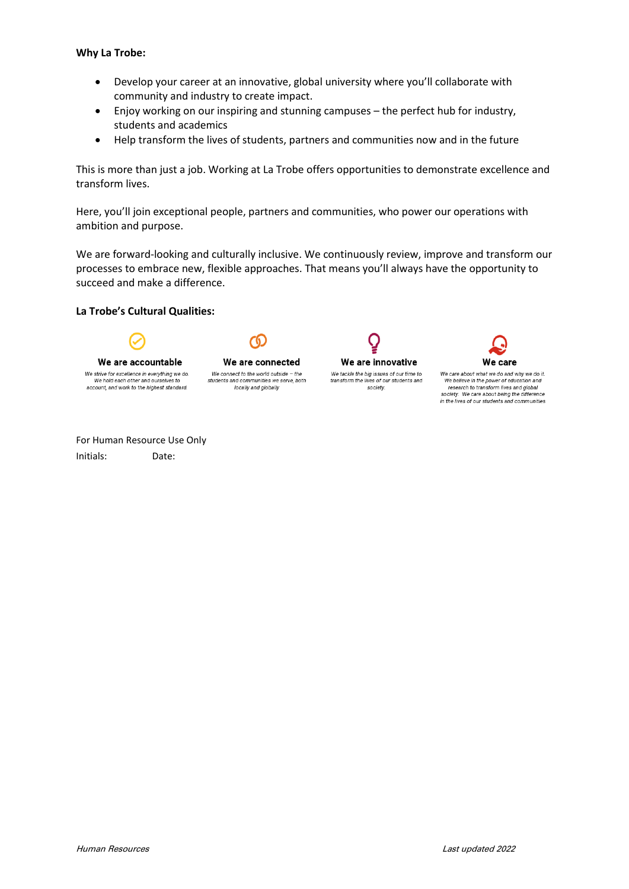**Why La Trobe:**

- Develop your career at an innovative, global university where you'll collaborate with community and industry to create impact.
- Enjoy working on our inspiring and stunning campuses – the perfect hub for industry, students and academics
- Help transform the lives of students, partners and communities now and in the future

This is more than just a job. Working at La Trobe offers opportunities to demonstrate excellence and transform lives.

Here, you'll join exceptional people, partners and communities, who power our operations with ambition and purpose.

We are forward-looking and culturally inclusive. We continuously review, improve and transform our processes to embrace new, flexible approaches. That means you'll always have the opportunity to succeed and make a difference.

**La Trobe's Cultural Qualities:**

**We are accountable**

*We strive for excellence in everything we do. We hold each other and ourselves to account, and work to the highest standard.*

**We are connected**

*We connect to the world outside – the students and communities we serve, both locally and globally*

**We are innovative**

*We tackle the big issues of our time to transform the lives of our students and society.*

**We care**

*We care about what we do and why we do it. We believe in the power of education and research to transform lives and global society. We care about being the difference in the lives of our students and communities*

For Human Resource Use Only

Initials: Date: